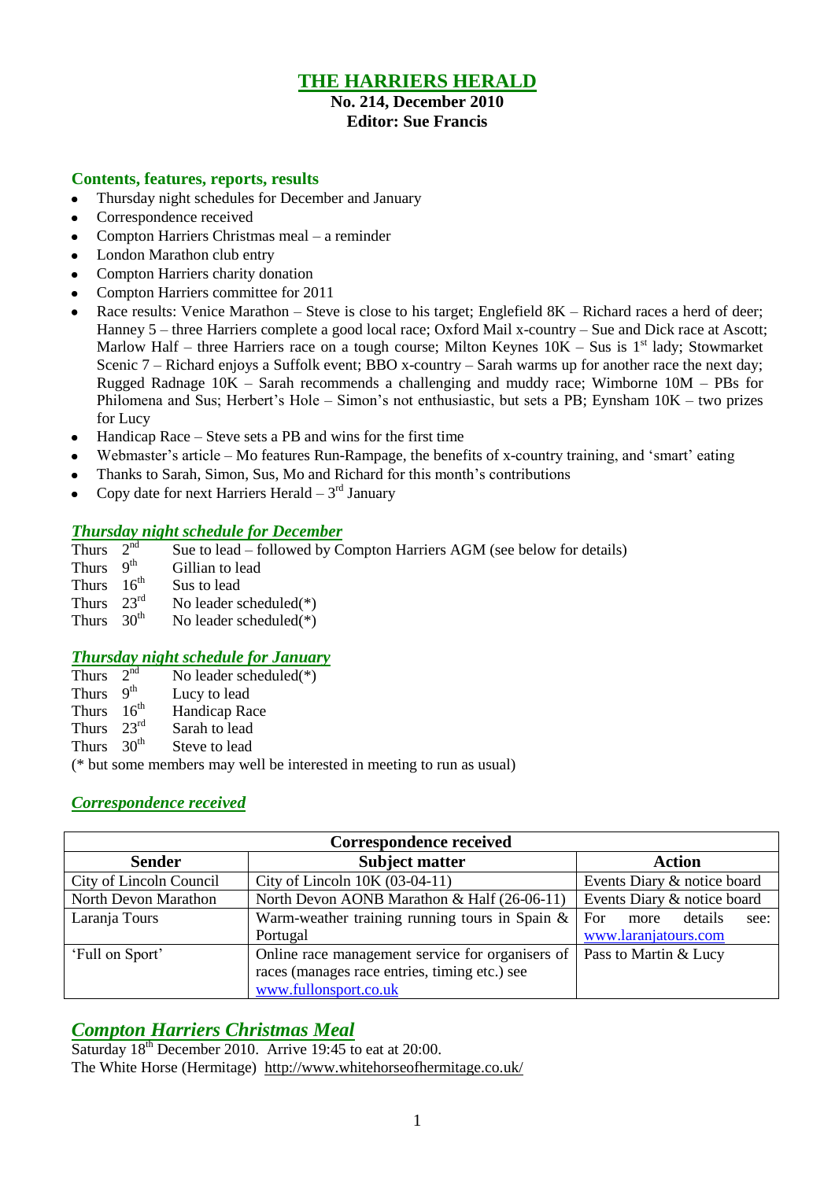# THE HARRIERS HERALD

**No. 214, December 2010**
**Editor: Sue Francis**

### Contents, features, reports, results

- Thursday night schedules for December and January
- Correspondence received
- Compton Harriers Christmas meal – a reminder
- London Marathon club entry
- Compton Harriers charity donation
- Compton Harriers committee for 2011
- Race results: Venice Marathon – Steve is close to his target; Englefield 8K – Richard races a herd of deer; Hanney 5 – three Harriers complete a good local race; Oxford Mail x-country – Sue and Dick race at Ascott; Marlow Half – three Harriers race on a tough course; Milton Keynes 10K – Sus is 1st lady; Stowmarket Scenic 7 – Richard enjoys a Suffolk event; BBO x-country – Sarah warms up for another race the next day; Rugged Radnage 10K – Sarah recommends a challenging and muddy race; Wimborne 10M – PBs for Philomena and Sus; Herbert's Hole – Simon's not enthusiastic, but sets a PB; Eynsham 10K – two prizes for Lucy
- Handicap Race – Steve sets a PB and wins for the first time
- Webmaster's article – Mo features Run-Rampage, the benefits of x-country training, and 'smart' eating
- Thanks to Sarah, Simon, Sus, Mo and Richard for this month's contributions
- Copy date for next Harriers Herald – 3rd January

### *Thursday night schedule for December*

Thurs 2nd Sue to lead – followed by Compton Harriers AGM (see below for details)
Thurs 9th Gillian to lead
Thurs 16th Sus to lead
Thurs 23rd No leader scheduled(*)
Thurs 30th No leader scheduled(*)

### *Thursday night schedule for January*

Thurs 2nd No leader scheduled(*)
Thurs 9th Lucy to lead
Thurs 16th Handicap Race
Thurs 23rd Sarah to lead
Thurs 30th Steve to lead

(* but some members may well be interested in meeting to run as usual)

### *Correspondence received*

| Correspondence received | | |
|---|---|---|
| **Sender** | **Subject matter** | **Action** |
| City of Lincoln Council | City of Lincoln 10K (03-04-11) | Events Diary & notice board |
| North Devon Marathon | North Devon AONB Marathon & Half (26-06-11) | Events Diary & notice board |
| Laranja Tours | Warm-weather training running tours in Spain & Portugal | For more details see: www.laranjatours.com |
| 'Full on Sport' | Online race management service for organisers of races (manages race entries, timing etc.) see www.fullonsport.co.uk | Pass to Martin & Lucy |

## *Compton Harriers Christmas Meal*

Saturday 18th December 2010. Arrive 19:45 to eat at 20:00.
The White Horse (Hermitage) http://www.whitehorseofhermitage.co.uk/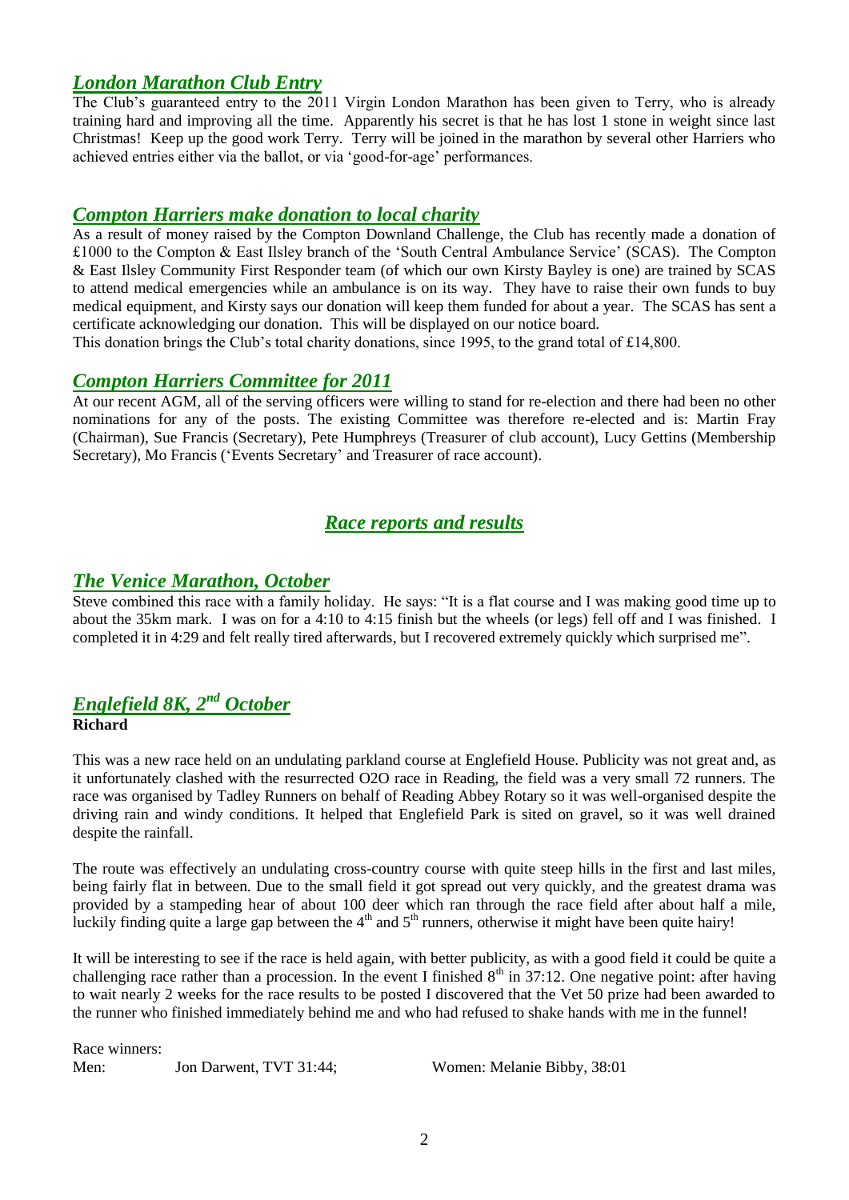## *London Marathon Club Entry*

The Club's guaranteed entry to the 2011 Virgin London Marathon has been given to Terry, who is already training hard and improving all the time. Apparently his secret is that he has lost 1 stone in weight since last Christmas! Keep up the good work Terry. Terry will be joined in the marathon by several other Harriers who achieved entries either via the ballot, or via 'good-for-age' performances.

## *Compton Harriers make donation to local charity*

As a result of money raised by the Compton Downland Challenge, the Club has recently made a donation of £1000 to the Compton & East Ilsley branch of the 'South Central Ambulance Service' (SCAS). The Compton & East Ilsley Community First Responder team (of which our own Kirsty Bayley is one) are trained by SCAS to attend medical emergencies while an ambulance is on its way. They have to raise their own funds to buy medical equipment, and Kirsty says our donation will keep them funded for about a year. The SCAS has sent a certificate acknowledging our donation. This will be displayed on our notice board.

This donation brings the Club's total charity donations, since 1995, to the grand total of £14,800.

## *Compton Harriers Committee for 2011*

At our recent AGM, all of the serving officers were willing to stand for re-election and there had been no other nominations for any of the posts. The existing Committee was therefore re-elected and is: Martin Fray (Chairman), Sue Francis (Secretary), Pete Humphreys (Treasurer of club account), Lucy Gettins (Membership Secretary), Mo Francis ('Events Secretary' and Treasurer of race account).

# *Race reports and results*

## *The Venice Marathon, October*

Steve combined this race with a family holiday. He says: "It is a flat course and I was making good time up to about the 35km mark. I was on for a 4:10 to 4:15 finish but the wheels (or legs) fell off and I was finished. I completed it in 4:29 and felt really tired afterwards, but I recovered extremely quickly which surprised me".

## *Englefield 8K, 2nd October*

**Richard**

This was a new race held on an undulating parkland course at Englefield House. Publicity was not great and, as it unfortunately clashed with the resurrected O2O race in Reading, the field was a very small 72 runners. The race was organised by Tadley Runners on behalf of Reading Abbey Rotary so it was well-organised despite the driving rain and windy conditions. It helped that Englefield Park is sited on gravel, so it was well drained despite the rainfall.

The route was effectively an undulating cross-country course with quite steep hills in the first and last miles, being fairly flat in between. Due to the small field it got spread out very quickly, and the greatest drama was provided by a stampeding hear of about 100 deer which ran through the race field after about half a mile, luckily finding quite a large gap between the 4th and 5th runners, otherwise it might have been quite hairy!

It will be interesting to see if the race is held again, with better publicity, as with a good field it could be quite a challenging race rather than a procession. In the event I finished 8th in 37:12. One negative point: after having to wait nearly 2 weeks for the race results to be posted I discovered that the Vet 50 prize had been awarded to the runner who finished immediately behind me and who had refused to shake hands with me in the funnel!

Race winners:

Men: Jon Darwent, TVT 31:44; Women: Melanie Bibby, 38:01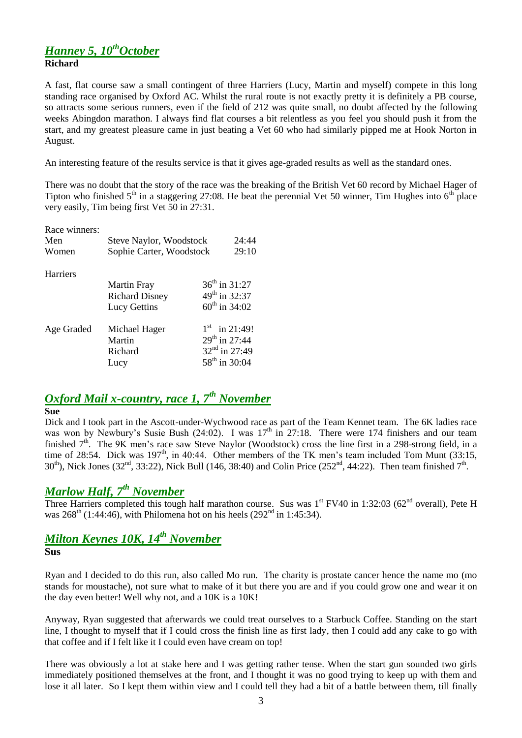## *Hanney 5, 10th October*

**Richard**

A fast, flat course saw a small contingent of three Harriers (Lucy, Martin and myself) compete in this long standing race organised by Oxford AC. Whilst the rural route is not exactly pretty it is definitely a PB course, so attracts some serious runners, even if the field of 212 was quite small, no doubt affected by the following weeks Abingdon marathon. I always find flat courses a bit relentless as you feel you should push it from the start, and my greatest pleasure came in just beating a Vet 60 who had similarly pipped me at Hook Norton in August.

An interesting feature of the results service is that it gives age-graded results as well as the standard ones.

There was no doubt that the story of the race was the breaking of the British Vet 60 record by Michael Hager of Tipton who finished 5th in a staggering 27:08. He beat the perennial Vet 50 winner, Tim Hughes into 6th place very easily, Tim being first Vet 50 in 27:31.

| Race winners: | | |
|---|---|---|
| Men | Steve Naylor, Woodstock | 24:44 |
| Women | Sophie Carter, Woodstock | 29:10 |
| | | |
| Harriers | | |
| | Martin Fray | 36th in 31:27 |
| | Richard Disney | 49th in 32:37 |
| | Lucy Gettins | 60th in 34:02 |
| | | |
| Age Graded | Michael Hager | 1st in 21:49! |
| | Martin | 29th in 27:44 |
| | Richard | 32nd in 27:49 |
| | Lucy | 58th in 30:04 |

## *Oxford Mail x-country, race 1, 7th November*

**Sue**

Dick and I took part in the Ascott-under-Wychwood race as part of the Team Kennet team. The 6K ladies race was won by Newbury's Susie Bush (24:02). I was 17th in 27:18. There were 174 finishers and our team finished 7th. The 9K men's race saw Steve Naylor (Woodstock) cross the line first in a 298-strong field, in a time of 28:54. Dick was 197th, in 40:44. Other members of the TK men's team included Tom Munt (33:15, 30th), Nick Jones (32nd, 33:22), Nick Bull (146, 38:40) and Colin Price (252nd, 44:22). Then team finished 7th.

## *Marlow Half, 7th November*

Three Harriers completed this tough half marathon course. Sus was 1st FV40 in 1:32:03 (62nd overall), Pete H was 268th (1:44:46), with Philomena hot on his heels (292nd in 1:45:34).

## *Milton Keynes 10K, 14th November*

**Sus**

Ryan and I decided to do this run, also called Mo run. The charity is prostate cancer hence the name mo (mo stands for moustache), not sure what to make of it but there you are and if you could grow one and wear it on the day even better! Well why not, and a 10K is a 10K!

Anyway, Ryan suggested that afterwards we could treat ourselves to a Starbuck Coffee. Standing on the start line, I thought to myself that if I could cross the finish line as first lady, then I could add any cake to go with that coffee and if I felt like it I could even have cream on top!

There was obviously a lot at stake here and I was getting rather tense. When the start gun sounded two girls immediately positioned themselves at the front, and I thought it was no good trying to keep up with them and lose it all later. So I kept them within view and I could tell they had a bit of a battle between them, till finally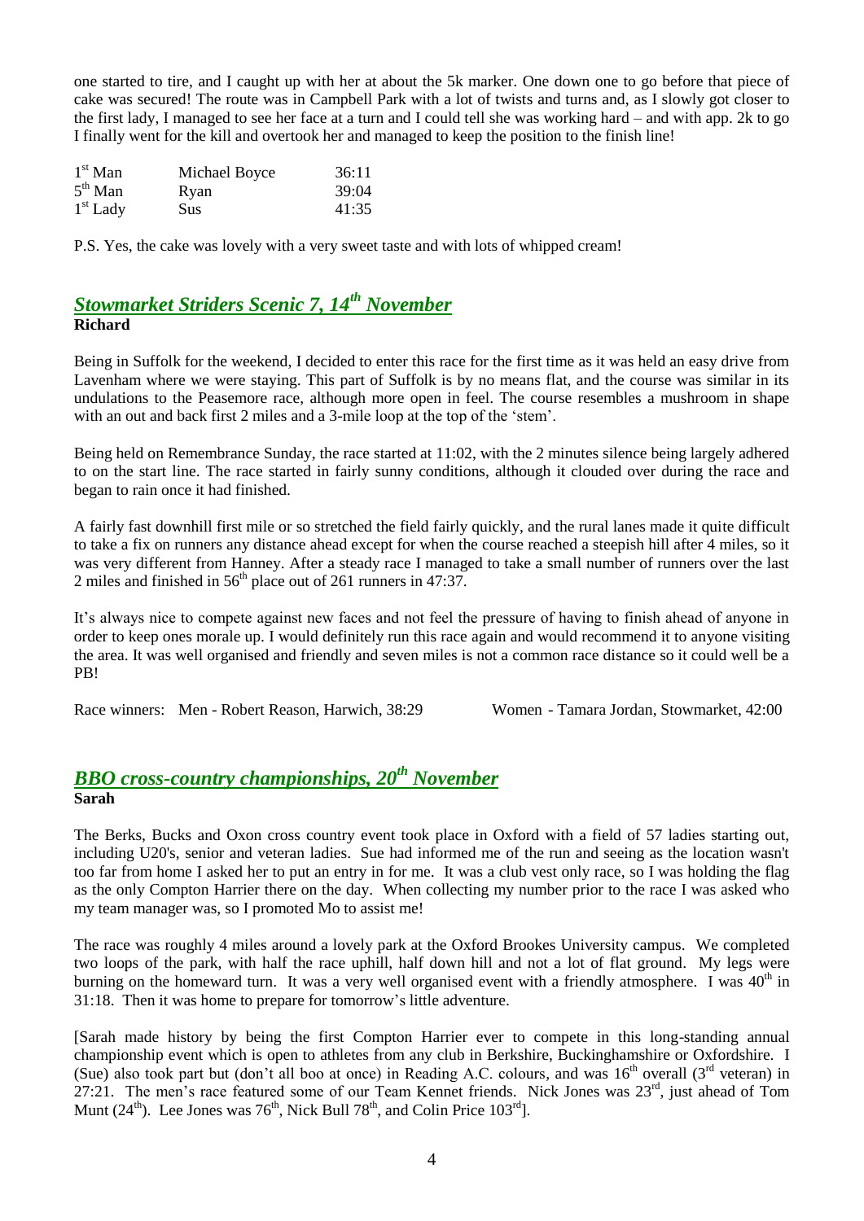one started to tire, and I caught up with her at about the 5k marker. One down one to go before that piece of cake was secured! The route was in Campbell Park with a lot of twists and turns and, as I slowly got closer to the first lady, I managed to see her face at a turn and I could tell she was working hard – and with app. 2k to go I finally went for the kill and overtook her and managed to keep the position to the finish line!

| | | |
|---|---|---|
| 1st Man | Michael Boyce | 36:11 |
| 5th Man | Ryan | 39:04 |
| 1st Lady | Sus | 41:35 |

P.S. Yes, the cake was lovely with a very sweet taste and with lots of whipped cream!

## *Stowmarket Striders Scenic 7, 14th November*

**Richard**

Being in Suffolk for the weekend, I decided to enter this race for the first time as it was held an easy drive from Lavenham where we were staying. This part of Suffolk is by no means flat, and the course was similar in its undulations to the Peasemore race, although more open in feel. The course resembles a mushroom in shape with an out and back first 2 miles and a 3-mile loop at the top of the 'stem'.

Being held on Remembrance Sunday, the race started at 11:02, with the 2 minutes silence being largely adhered to on the start line. The race started in fairly sunny conditions, although it clouded over during the race and began to rain once it had finished.

A fairly fast downhill first mile or so stretched the field fairly quickly, and the rural lanes made it quite difficult to take a fix on runners any distance ahead except for when the course reached a steepish hill after 4 miles, so it was very different from Hanney. After a steady race I managed to take a small number of runners over the last 2 miles and finished in 56th place out of 261 runners in 47:37.

It's always nice to compete against new faces and not feel the pressure of having to finish ahead of anyone in order to keep ones morale up. I would definitely run this race again and would recommend it to anyone visiting the area. It was well organised and friendly and seven miles is not a common race distance so it could well be a PB!

Race winners: Men - Robert Reason, Harwich, 38:29 Women - Tamara Jordan, Stowmarket, 42:00

## *BBO cross-country championships, 20th November*

**Sarah**

The Berks, Bucks and Oxon cross country event took place in Oxford with a field of 57 ladies starting out, including U20's, senior and veteran ladies. Sue had informed me of the run and seeing as the location wasn't too far from home I asked her to put an entry in for me. It was a club vest only race, so I was holding the flag as the only Compton Harrier there on the day. When collecting my number prior to the race I was asked who my team manager was, so I promoted Mo to assist me!

The race was roughly 4 miles around a lovely park at the Oxford Brookes University campus. We completed two loops of the park, with half the race uphill, half down hill and not a lot of flat ground. My legs were burning on the homeward turn. It was a very well organised event with a friendly atmosphere. I was 40th in 31:18. Then it was home to prepare for tomorrow's little adventure.

[Sarah made history by being the first Compton Harrier ever to compete in this long-standing annual championship event which is open to athletes from any club in Berkshire, Buckinghamshire or Oxfordshire. I (Sue) also took part but (don't all boo at once) in Reading A.C. colours, and was 16th overall (3rd veteran) in 27:21. The men's race featured some of our Team Kennet friends. Nick Jones was 23rd, just ahead of Tom Munt (24th). Lee Jones was 76th, Nick Bull 78th, and Colin Price 103rd].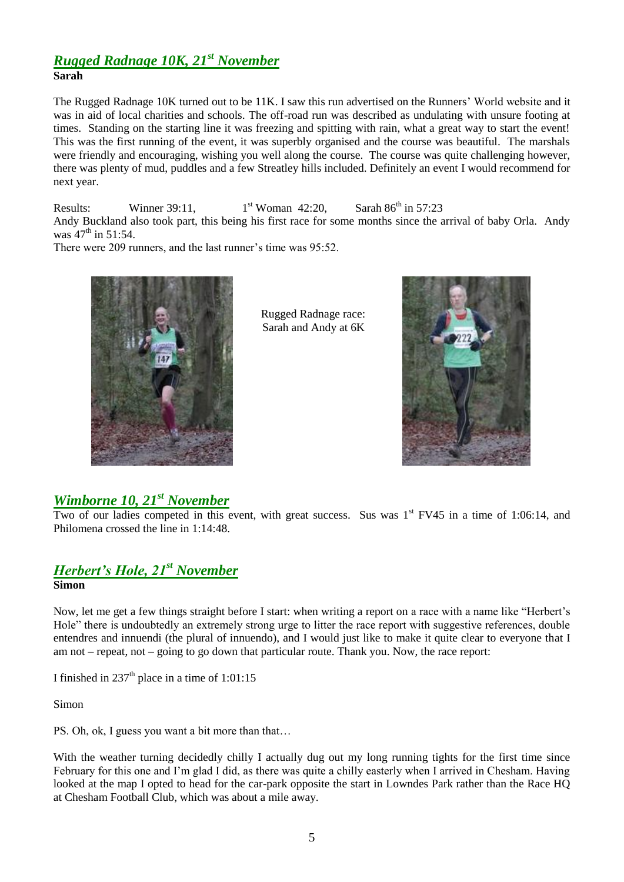## *Rugged Radnage 10K, 21st November*

**Sarah**

The Rugged Radnage 10K turned out to be 11K. I saw this run advertised on the Runners' World website and it was in aid of local charities and schools. The off-road run was described as undulating with unsure footing at times. Standing on the starting line it was freezing and spitting with rain, what a great way to start the event! This was the first running of the event, it was superbly organised and the course was beautiful. The marshals were friendly and encouraging, wishing you well along the course. The course was quite challenging however, there was plenty of mud, puddles and a few Streatley hills included. Definitely an event I would recommend for next year.

Results: Winner 39:11, 1st Woman 42:20, Sarah 86th in 57:23

Andy Buckland also took part, this being his first race for some months since the arrival of baby Orla. Andy was 47th in 51:54.

There were 209 runners, and the last runner's time was 95:52.

Rugged Radnage race: Sarah and Andy at 6K

## *Wimborne 10, 21st November*

Two of our ladies competed in this event, with great success. Sus was 1st FV45 in a time of 1:06:14, and Philomena crossed the line in 1:14:48.

## *Herbert's Hole, 21st November*

**Simon**

Now, let me get a few things straight before I start: when writing a report on a race with a name like "Herbert's Hole" there is undoubtedly an extremely strong urge to litter the race report with suggestive references, double entendres and innuendi (the plural of innuendo), and I would just like to make it quite clear to everyone that I am not – repeat, not – going to go down that particular route. Thank you. Now, the race report:

I finished in 237th place in a time of 1:01:15

Simon

PS. Oh, ok, I guess you want a bit more than that…

With the weather turning decidedly chilly I actually dug out my long running tights for the first time since February for this one and I'm glad I did, as there was quite a chilly easterly when I arrived in Chesham. Having looked at the map I opted to head for the car-park opposite the start in Lowndes Park rather than the Race HQ at Chesham Football Club, which was about a mile away.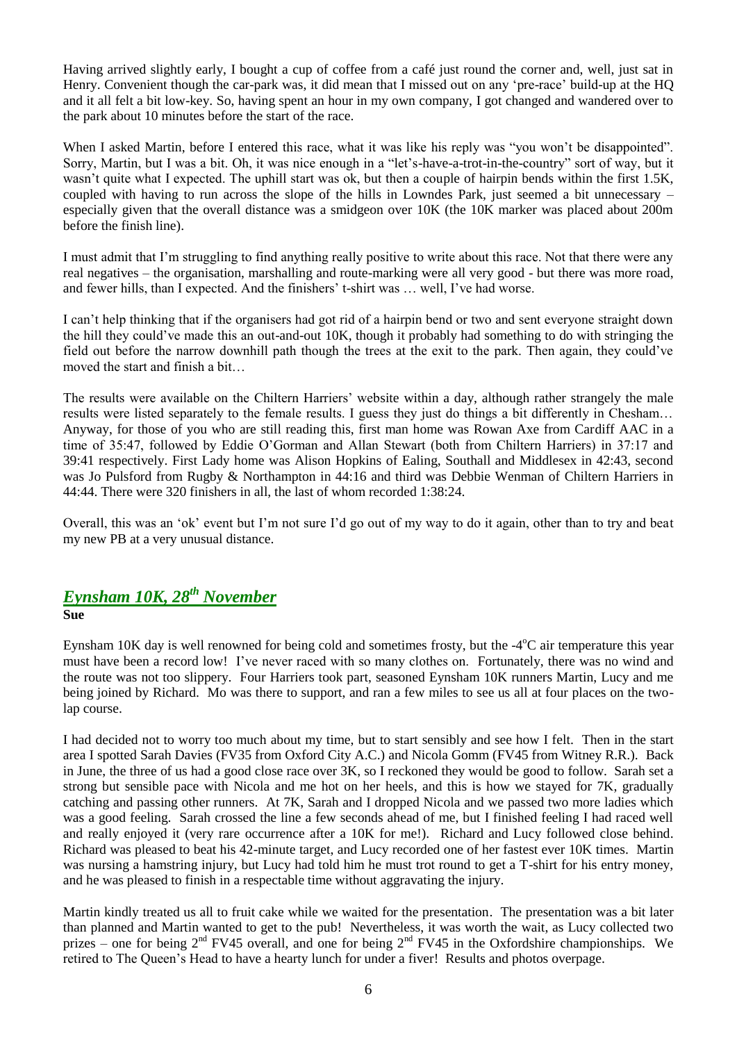Having arrived slightly early, I bought a cup of coffee from a café just round the corner and, well, just sat in Henry. Convenient though the car-park was, it did mean that I missed out on any 'pre-race' build-up at the HQ and it all felt a bit low-key. So, having spent an hour in my own company, I got changed and wandered over to the park about 10 minutes before the start of the race.

When I asked Martin, before I entered this race, what it was like his reply was "you won't be disappointed". Sorry, Martin, but I was a bit. Oh, it was nice enough in a "let's-have-a-trot-in-the-country" sort of way, but it wasn't quite what I expected. The uphill start was ok, but then a couple of hairpin bends within the first 1.5K, coupled with having to run across the slope of the hills in Lowndes Park, just seemed a bit unnecessary – especially given that the overall distance was a smidgeon over 10K (the 10K marker was placed about 200m before the finish line).

I must admit that I'm struggling to find anything really positive to write about this race. Not that there were any real negatives – the organisation, marshalling and route-marking were all very good - but there was more road, and fewer hills, than I expected. And the finishers' t-shirt was … well, I've had worse.

I can't help thinking that if the organisers had got rid of a hairpin bend or two and sent everyone straight down the hill they could've made this an out-and-out 10K, though it probably had something to do with stringing the field out before the narrow downhill path though the trees at the exit to the park. Then again, they could've moved the start and finish a bit…

The results were available on the Chiltern Harriers' website within a day, although rather strangely the male results were listed separately to the female results. I guess they just do things a bit differently in Chesham… Anyway, for those of you who are still reading this, first man home was Rowan Axe from Cardiff AAC in a time of 35:47, followed by Eddie O'Gorman and Allan Stewart (both from Chiltern Harriers) in 37:17 and 39:41 respectively. First Lady home was Alison Hopkins of Ealing, Southall and Middlesex in 42:43, second was Jo Pulsford from Rugby & Northampton in 44:16 and third was Debbie Wenman of Chiltern Harriers in 44:44. There were 320 finishers in all, the last of whom recorded 1:38:24.

Overall, this was an 'ok' event but I'm not sure I'd go out of my way to do it again, other than to try and beat my new PB at a very unusual distance.

## *Eynsham 10K, 28th November*

**Sue**

Eynsham 10K day is well renowned for being cold and sometimes frosty, but the -4°C air temperature this year must have been a record low! I've never raced with so many clothes on. Fortunately, there was no wind and the route was not too slippery. Four Harriers took part, seasoned Eynsham 10K runners Martin, Lucy and me being joined by Richard. Mo was there to support, and ran a few miles to see us all at four places on the two-lap course.

I had decided not to worry too much about my time, but to start sensibly and see how I felt. Then in the start area I spotted Sarah Davies (FV35 from Oxford City A.C.) and Nicola Gomm (FV45 from Witney R.R.). Back in June, the three of us had a good close race over 3K, so I reckoned they would be good to follow. Sarah set a strong but sensible pace with Nicola and me hot on her heels, and this is how we stayed for 7K, gradually catching and passing other runners. At 7K, Sarah and I dropped Nicola and we passed two more ladies which was a good feeling. Sarah crossed the line a few seconds ahead of me, but I finished feeling I had raced well and really enjoyed it (very rare occurrence after a 10K for me!). Richard and Lucy followed close behind. Richard was pleased to beat his 42-minute target, and Lucy recorded one of her fastest ever 10K times. Martin was nursing a hamstring injury, but Lucy had told him he must trot round to get a T-shirt for his entry money, and he was pleased to finish in a respectable time without aggravating the injury.

Martin kindly treated us all to fruit cake while we waited for the presentation. The presentation was a bit later than planned and Martin wanted to get to the pub! Nevertheless, it was worth the wait, as Lucy collected two prizes – one for being 2nd FV45 overall, and one for being 2nd FV45 in the Oxfordshire championships. We retired to The Queen's Head to have a hearty lunch for under a fiver! Results and photos overpage.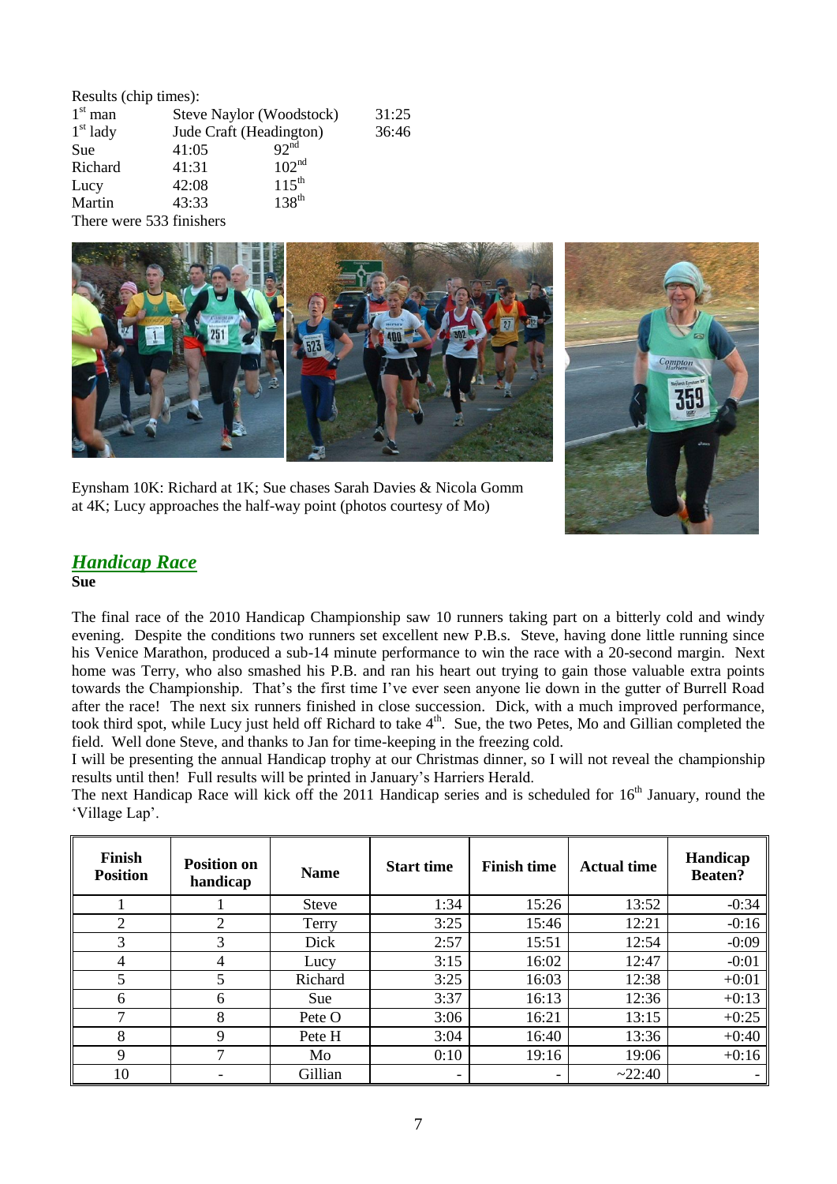Results (chip times):

| | | | |
|---|---|---|---|
| 1st man | Steve Naylor (Woodstock) | | 31:25 |
| 1st lady | Jude Craft (Headington) | | 36:46 |
| Sue | 41:05 | 92nd | |
| Richard | 41:31 | 102nd | |
| Lucy | 42:08 | 115th | |
| Martin | 43:33 | 138th | |

There were 533 finishers

Eynsham 10K: Richard at 1K; Sue chases Sarah Davies & Nicola Gomm at 4K; Lucy approaches the half-way point (photos courtesy of Mo)

## ***Handicap Race***

**Sue**

The final race of the 2010 Handicap Championship saw 10 runners taking part on a bitterly cold and windy evening. Despite the conditions two runners set excellent new P.B.s. Steve, having done little running since his Venice Marathon, produced a sub-14 minute performance to win the race with a 20-second margin. Next home was Terry, who also smashed his P.B. and ran his heart out trying to gain those valuable extra points towards the Championship. That's the first time I've ever seen anyone lie down in the gutter of Burrell Road after the race! The next six runners finished in close succession. Dick, with a much improved performance, took third spot, while Lucy just held off Richard to take 4th. Sue, the two Petes, Mo and Gillian completed the field. Well done Steve, and thanks to Jan for time-keeping in the freezing cold.

I will be presenting the annual Handicap trophy at our Christmas dinner, so I will not reveal the championship results until then! Full results will be printed in January's Harriers Herald.

The next Handicap Race will kick off the 2011 Handicap series and is scheduled for 16th January, round the 'Village Lap'.

| Finish Position | Position on handicap | Name | Start time | Finish time | Actual time | Handicap Beaten? |
|---|---|---|---|---|---|---|
| 1 | 1 | Steve | 1:34 | 15:26 | 13:52 | -0:34 |
| 2 | 2 | Terry | 3:25 | 15:46 | 12:21 | -0:16 |
| 3 | 3 | Dick | 2:57 | 15:51 | 12:54 | -0:09 |
| 4 | 4 | Lucy | 3:15 | 16:02 | 12:47 | -0:01 |
| 5 | 5 | Richard | 3:25 | 16:03 | 12:38 | +0:01 |
| 6 | 6 | Sue | 3:37 | 16:13 | 12:36 | +0:13 |
| 7 | 8 | Pete O | 3:06 | 16:21 | 13:15 | +0:25 |
| 8 | 9 | Pete H | 3:04 | 16:40 | 13:36 | +0:40 |
| 9 | 7 | Mo | 0:10 | 19:16 | 19:06 | +0:16 |
| 10 | - | Gillian | - | - | ~22:40 | - |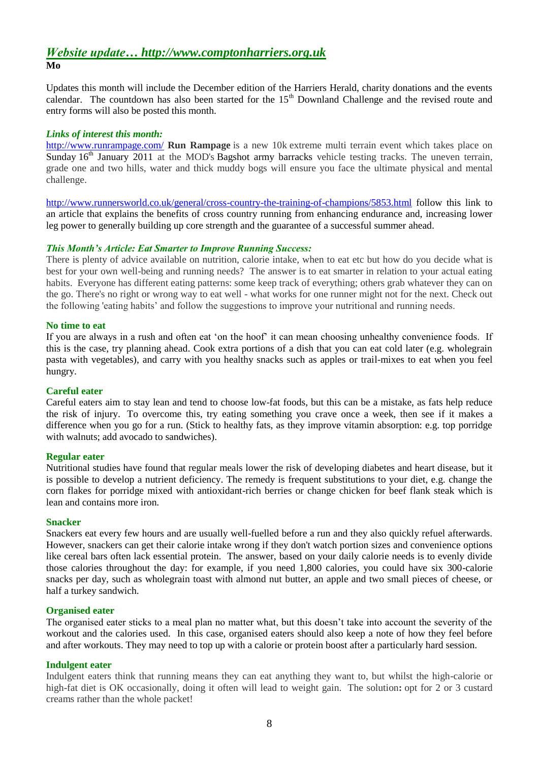## *Website update… http://www.comptonharriers.org.uk*

**Mo**

Updates this month will include the December edition of the Harriers Herald, charity donations and the events calendar. The countdown has also been started for the 15th Downland Challenge and the revised route and entry forms will also be posted this month.

***Links of interest this month:***

http://www.runrampage.com/ **Run Rampage** is a new 10k extreme multi terrain event which takes place on Sunday 16th January 2011 at the MOD's Bagshot army barracks vehicle testing tracks. The uneven terrain, grade one and two hills, water and thick muddy bogs will ensure you face the ultimate physical and mental challenge.

http://www.runnersworld.co.uk/general/cross-country-the-training-of-champions/5853.html follow this link to an article that explains the benefits of cross country running from enhancing endurance and, increasing lower leg power to generally building up core strength and the guarantee of a successful summer ahead.

***This Month's Article: Eat Smarter to Improve Running Success:***

There is plenty of advice available on nutrition, calorie intake, when to eat etc but how do you decide what is best for your own well-being and running needs? The answer is to eat smarter in relation to your actual eating habits. Everyone has different eating patterns: some keep track of everything; others grab whatever they can on the go. There's no right or wrong way to eat well - what works for one runner might not for the next. Check out the following 'eating habits' and follow the suggestions to improve your nutritional and running needs.

**No time to eat**

If you are always in a rush and often eat 'on the hoof' it can mean choosing unhealthy convenience foods. If this is the case, try planning ahead. Cook extra portions of a dish that you can eat cold later (e.g. wholegrain pasta with vegetables), and carry with you healthy snacks such as apples or trail-mixes to eat when you feel hungry.

**Careful eater**

Careful eaters aim to stay lean and tend to choose low-fat foods, but this can be a mistake, as fats help reduce the risk of injury. To overcome this, try eating something you crave once a week, then see if it makes a difference when you go for a run. (Stick to healthy fats, as they improve vitamin absorption: e.g. top porridge with walnuts; add avocado to sandwiches).

**Regular eater**

Nutritional studies have found that regular meals lower the risk of developing diabetes and heart disease, but it is possible to develop a nutrient deficiency. The remedy is frequent substitutions to your diet, e.g. change the corn flakes for porridge mixed with antioxidant-rich berries or change chicken for beef flank steak which is lean and contains more iron.

**Snacker**

Snackers eat every few hours and are usually well-fuelled before a run and they also quickly refuel afterwards. However, snackers can get their calorie intake wrong if they don't watch portion sizes and convenience options like cereal bars often lack essential protein. The answer, based on your daily calorie needs is to evenly divide those calories throughout the day: for example, if you need 1,800 calories, you could have six 300-calorie snacks per day, such as wholegrain toast with almond nut butter, an apple and two small pieces of cheese, or half a turkey sandwich.

**Organised eater**

The organised eater sticks to a meal plan no matter what, but this doesn't take into account the severity of the workout and the calories used. In this case, organised eaters should also keep a note of how they feel before and after workouts. They may need to top up with a calorie or protein boost after a particularly hard session.

**Indulgent eater**

Indulgent eaters think that running means they can eat anything they want to, but whilst the high-calorie or high-fat diet is OK occasionally, doing it often will lead to weight gain. The solution**:** opt for 2 or 3 custard creams rather than the whole packet!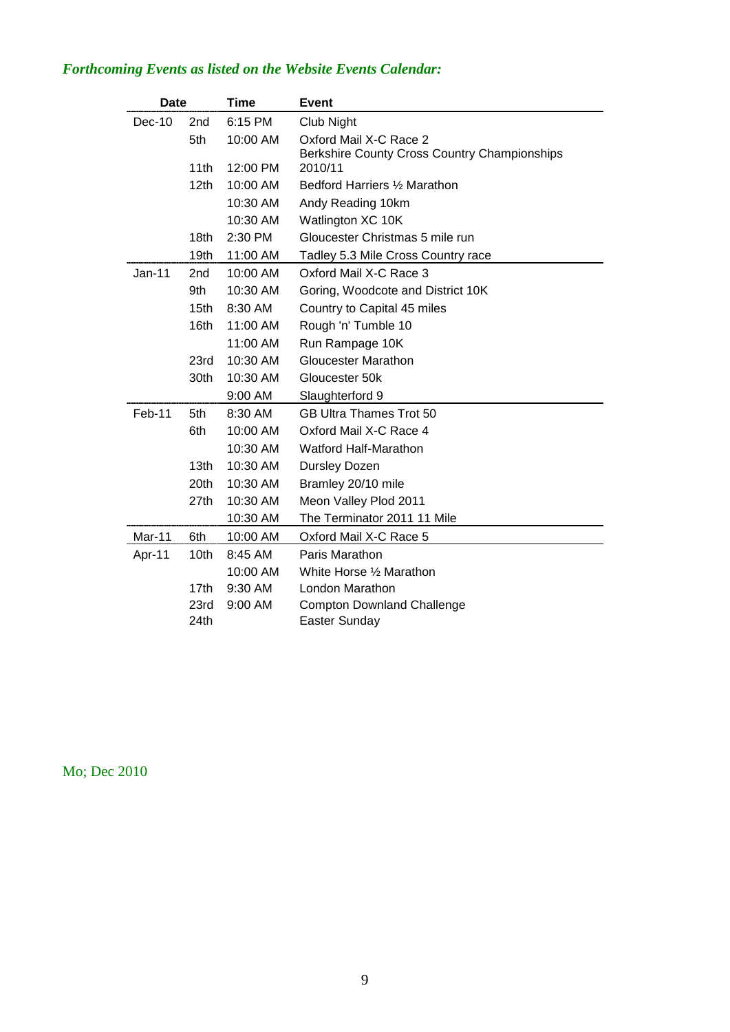*Forthcoming Events as listed on the Website Events Calendar:*

| Date | | Time | Event |
|---|---|---|---|
| Dec-10 | 2nd | 6:15 PM | Club Night |
| | 5th | 10:00 AM | Oxford Mail X-C Race 2 |
| | 11th | 12:00 PM | Berkshire County Cross Country Championships 2010/11 |
| | 12th | 10:00 AM | Bedford Harriers ½ Marathon |
| | | 10:30 AM | Andy Reading 10km |
| | | 10:30 AM | Watlington XC 10K |
| | 18th | 2:30 PM | Gloucester Christmas 5 mile run |
| | 19th | 11:00 AM | Tadley 5.3 Mile Cross Country race |
| Jan-11 | 2nd | 10:00 AM | Oxford Mail X-C Race 3 |
| | 9th | 10:30 AM | Goring, Woodcote and District 10K |
| | 15th | 8:30 AM | Country to Capital 45 miles |
| | 16th | 11:00 AM | Rough 'n' Tumble 10 |
| | | 11:00 AM | Run Rampage 10K |
| | 23rd | 10:30 AM | Gloucester Marathon |
| | 30th | 10:30 AM | Gloucester 50k |
| | | 9:00 AM | Slaughterford 9 |
| Feb-11 | 5th | 8:30 AM | GB Ultra Thames Trot 50 |
| | 6th | 10:00 AM | Oxford Mail X-C Race 4 |
| | | 10:30 AM | Watford Half-Marathon |
| | 13th | 10:30 AM | Dursley Dozen |
| | 20th | 10:30 AM | Bramley 20/10 mile |
| | 27th | 10:30 AM | Meon Valley Plod 2011 |
| | | 10:30 AM | The Terminator 2011 11 Mile |
| Mar-11 | 6th | 10:00 AM | Oxford Mail X-C Race 5 |
| Apr-11 | 10th | 8:45 AM | Paris Marathon |
| | | 10:00 AM | White Horse ½ Marathon |
| | 17th | 9:30 AM | London Marathon |
| | 23rd | 9:00 AM | Compton Downland Challenge |
| | 24th | | Easter Sunday |

Mo; Dec 2010